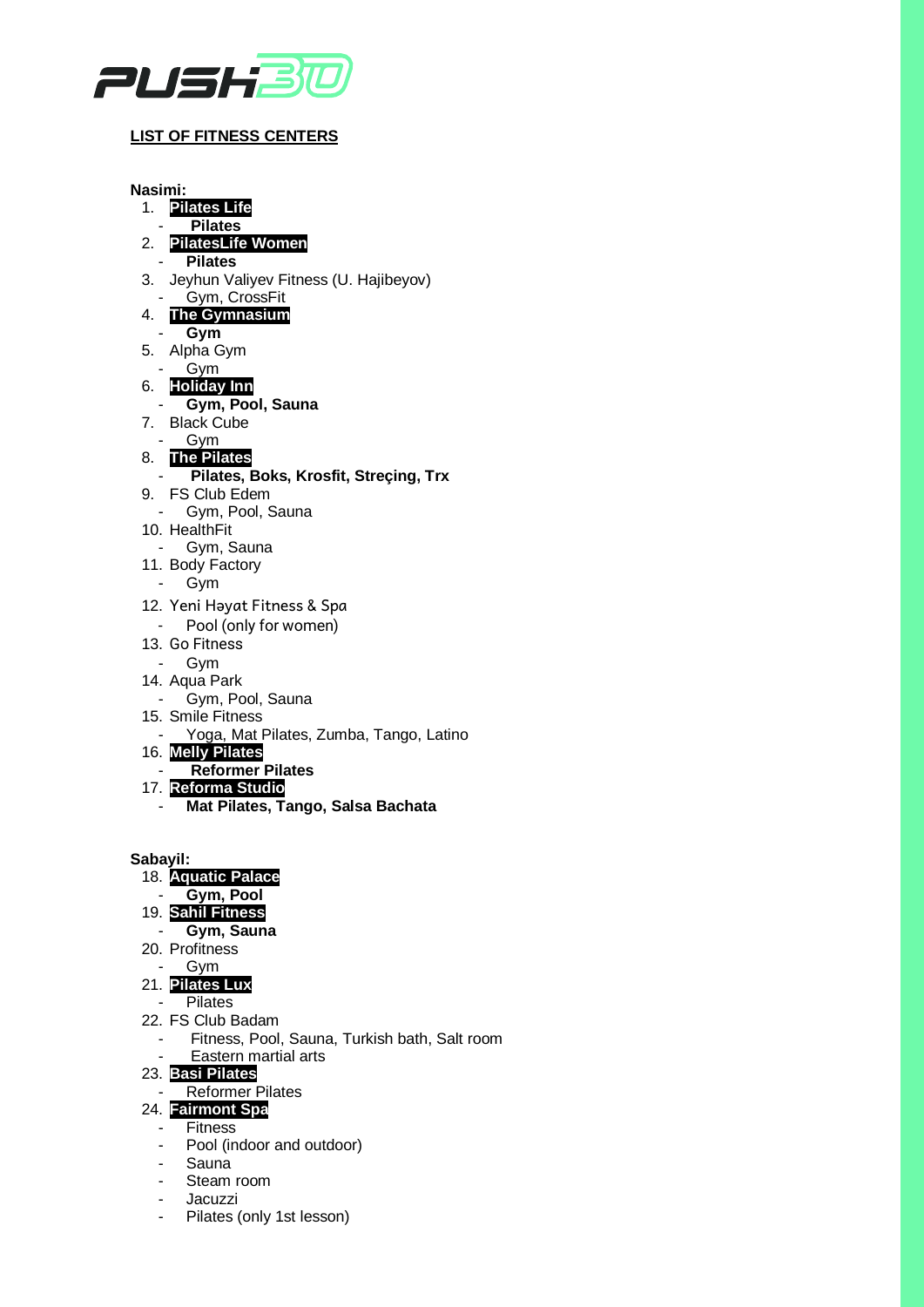PUSH30

**LIST OF FITNESS CENTERS**

**Nasimi:**

1. **Pilates Life**
   - **Pilates**
2. **PilatesLife Women**
   - **Pilates**
3. Jeyhun Valiyev Fitness (U. Hajibeyov)
   - Gym, CrossFit
4. **The Gymnasium**
   - **Gym**
5. Alpha Gym
   - Gym
6. **Holiday Inn**
   - **Gym, Pool, Sauna**
7. Black Cube
   - Gym
8. **The Pilates**
   - **Pilates, Boks, Krosfit, Streçing, Trx**
9. FS Club Edem
   - Gym, Pool, Sauna
10. HealthFit
    - Gym, Sauna
11. Body Factory
    - Gym
12. Yeni Həyat Fitness & Spa
    - Pool (only for women)
13. Go Fitness
    - Gym
14. Aqua Park
    - Gym, Pool, Sauna
15. Smile Fitness
    - Yoga, Mat Pilates, Zumba, Tango, Latino
16. **Melly Pilates**
    - **Reformer Pilates**
17. **Reforma Studio**
    - **Mat Pilates, Tango, Salsa Bachata**

**Sabayil:**

18. **Aquatic Palace**
    - **Gym, Pool**
19. **Sahil Fitness**
    - **Gym, Sauna**
20. Profitness
    - Gym
21. **Pilates Lux**
    - Pilates
22. FS Club Badam
    - Fitness, Pool, Sauna, Turkish bath, Salt room
    - Eastern martial arts
23. **Basi Pilates**
    - Reformer Pilates
24. **Fairmont Spa**
    - Fitness
    - Pool (indoor and outdoor)
    - Sauna
    - Steam room
    - Jacuzzi
    - Pilates (only 1st lesson)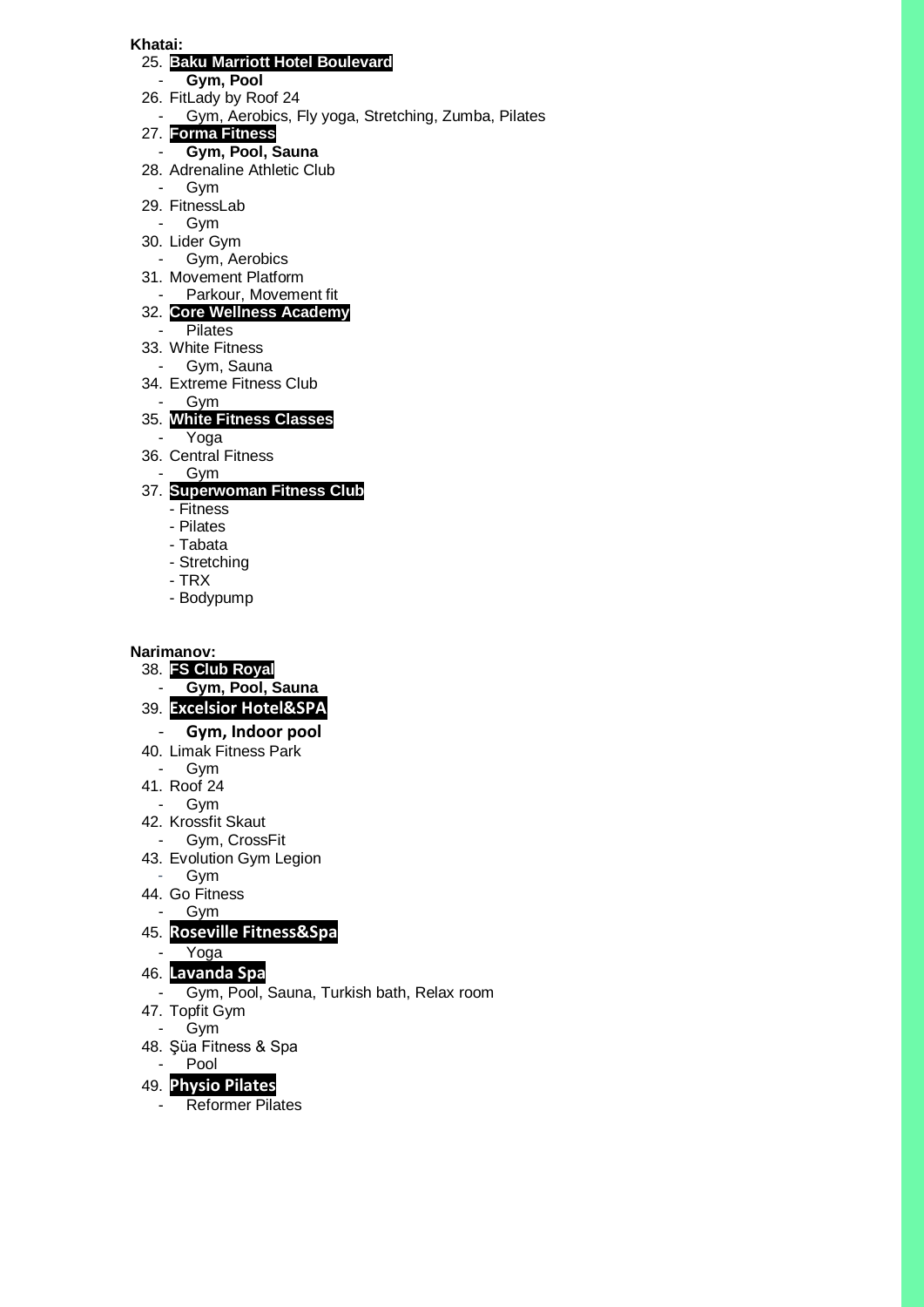**Khatai:**

25. **Baku Marriott Hotel Boulevard**
    - **Gym, Pool**
26. FitLady by Roof 24
    - Gym, Aerobics, Fly yoga, Stretching, Zumba, Pilates
27. **Forma Fitness**
    - **Gym, Pool, Sauna**
28. Adrenaline Athletic Club
    - Gym
29. FitnessLab
    - Gym
30. Lider Gym
    - Gym, Aerobics
31. Movement Platform
    - Parkour, Movement fit
32. **Core Wellness Academy**
    - Pilates
33. White Fitness
    - Gym, Sauna
34. Extreme Fitness Club
    - Gym
35. **White Fitness Classes**
    - Yoga
36. Central Fitness
    - Gym
37. **Superwoman Fitness Club**
    - Fitness
    - Pilates
    - Tabata
    - Stretching
    - TRX
    - Bodypump

**Narimanov:**

38. **FS Club Royal**
    - **Gym, Pool, Sauna**
39. **Excelsior Hotel&SPA**
    - **Gym, Indoor pool**
40. Limak Fitness Park
    - Gym
41. Roof 24
    - Gym
42. Krossfit Skaut
    - Gym, CrossFit
43. Evolution Gym Legion
    - Gym
44. Go Fitness
    - Gym
45. **Roseville Fitness&Spa**
    - Yoga
46. **Lavanda Spa**
    - Gym, Pool, Sauna, Turkish bath, Relax room
47. Topfit Gym
    - Gym
48. Şüa Fitness & Spa
    - Pool
49. **Physio Pilates**
    - Reformer Pilates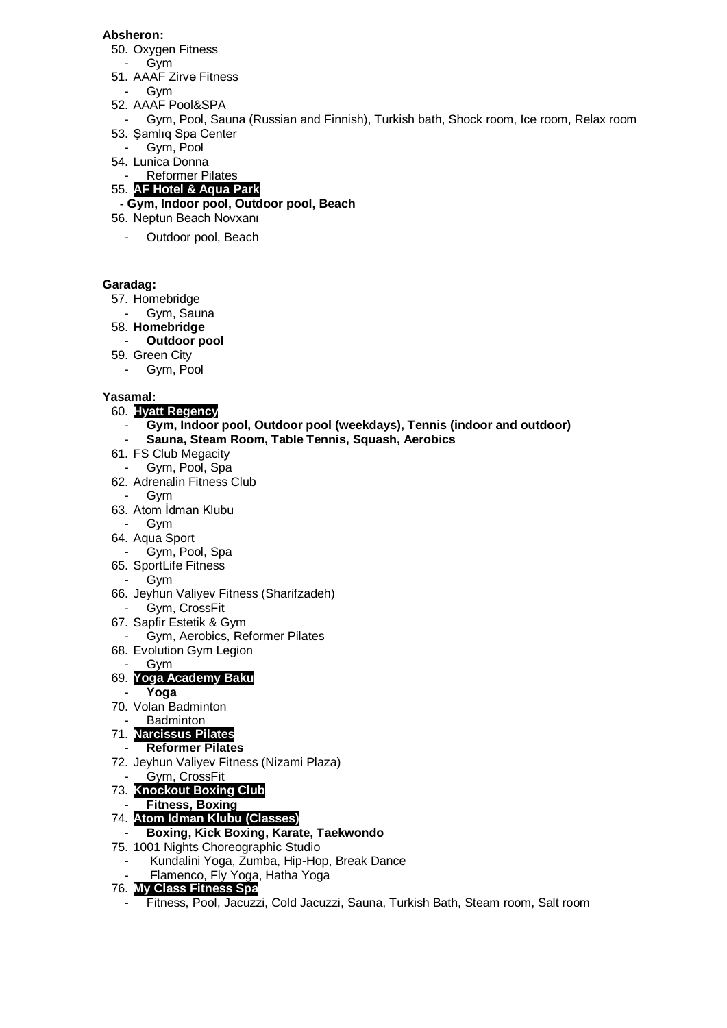**Absheron:**

50. Oxygen Fitness
    - Gym
51. AAAF Zirvə Fitness
    - Gym
52. AAAF Pool&SPA
    - Gym, Pool, Sauna (Russian and Finnish), Turkish bath, Shock room, Ice room, Relax room
53. Şamlıq Spa Center
    - Gym, Pool
54. Lunica Donna
    - Reformer Pilates
55. **AF Hotel & Aqua Park**
    - **Gym, Indoor pool, Outdoor pool, Beach**
56. Neptun Beach Novxanı
    - Outdoor pool, Beach

**Garadag:**

57. Homebridge
    - Gym, Sauna
58. **Homebridge**
    - **Outdoor pool**
59. Green City
    - Gym, Pool

**Yasamal:**

60. **Hyatt Regency**
    - **Gym, Indoor pool, Outdoor pool (weekdays), Tennis (indoor and outdoor)**
    - **Sauna, Steam Room, Table Tennis, Squash, Aerobics**
61. FS Club Megacity
    - Gym, Pool, Spa
62. Adrenalin Fitness Club
    - Gym
63. Atom İdman Klubu
    - Gym
64. Aqua Sport
    - Gym, Pool, Spa
65. SportLife Fitness
    - Gym
66. Jeyhun Valiyev Fitness (Sharifzadeh)
    - Gym, CrossFit
67. Sapfir Estetik & Gym
    - Gym, Aerobics, Reformer Pilates
68. Evolution Gym Legion
    - Gym
69. **Yoga Academy Baku**
    - **Yoga**
70. Volan Badminton
    - Badminton
71. **Narcissus Pilates**
    - **Reformer Pilates**
72. Jeyhun Valiyev Fitness (Nizami Plaza)
    - Gym, CrossFit
73. **Knockout Boxing Club**
    - **Fitness, Boxing**
74. **Atom Idman Klubu (Classes)**
    - **Boxing, Kick Boxing, Karate, Taekwondo**
75. 1001 Nights Choreographic Studio
    - Kundalini Yoga, Zumba, Hip-Hop, Break Dance
    - Flamenco, Fly Yoga, Hatha Yoga
76. **My Class Fitness Spa**
    - Fitness, Pool, Jacuzzi, Cold Jacuzzi, Sauna, Turkish Bath, Steam room, Salt room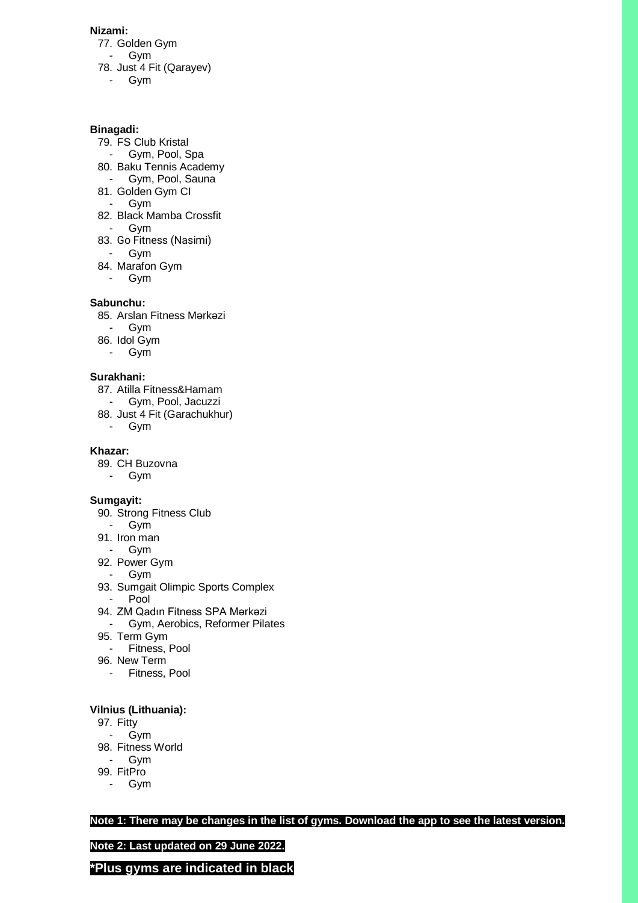**Nizami:**

77. Golden Gym
    - Gym
78. Just 4 Fit (Qarayev)
    - Gym

**Binagadi:**

79. FS Club Kristal
    - Gym, Pool, Spa
80. Baku Tennis Academy
    - Gym, Pool, Sauna
81. Golden Gym CI
    - Gym
82. Black Mamba Crossfit
    - Gym
83. Go Fitness (Nasimi)
    - Gym
84. Marafon Gym
    - Gym

**Sabunchu:**

85. Arslan Fitness Mərkəzi
    - Gym
86. Idol Gym
    - Gym

**Surakhani:**

87. Atilla Fitness&Hamam
    - Gym, Pool, Jacuzzi
88. Just 4 Fit (Garachukhur)
    - Gym

**Khazar:**

89. CH Buzovna
    - Gym

**Sumgayit:**

90. Strong Fitness Club
    - Gym
91. Iron man
    - Gym
92. Power Gym
    - Gym
93. Sumgait Olimpic Sports Complex
    - Pool
94. ZM Qadın Fitness SPA Mərkəzi
    - Gym, Aerobics, Reformer Pilates
95. Term Gym
    - Fitness, Pool
96. New Term
    - Fitness, Pool

**Vilnius (Lithuania):**

97. Fitty
    - Gym
98. Fitness World
    - Gym
99. FitPro
    - Gym

**Note 1: There may be changes in the list of gyms. Download the app to see the latest version.**

**Note 2: Last updated on 29 June 2022.**

**\*Plus gyms are indicated in black**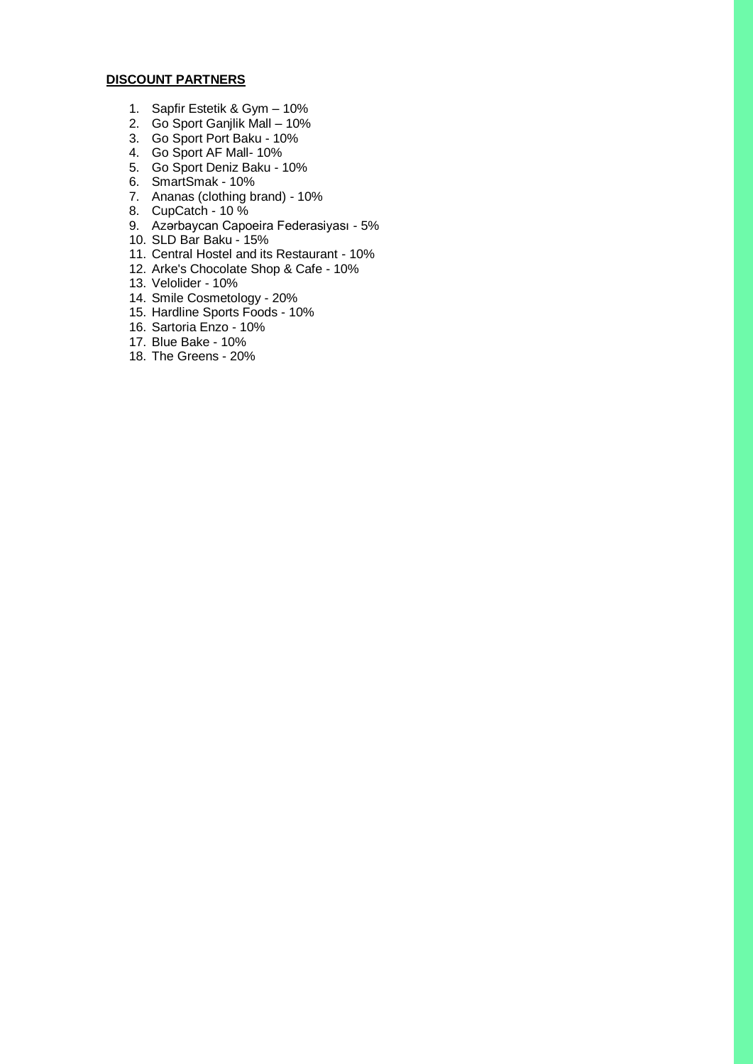**DISCOUNT PARTNERS**

1. Sapfir Estetik & Gym – 10%
2. Go Sport Ganjlik Mall – 10%
3. Go Sport Port Baku - 10%
4. Go Sport AF Mall- 10%
5. Go Sport Deniz Baku - 10%
6. SmartSmak - 10%
7. Ananas (clothing brand) - 10%
8. CupCatch - 10 %
9. Azərbaycan Capoeira Federasiyası - 5%
10. SLD Bar Baku - 15%
11. Central Hostel and its Restaurant - 10%
12. Arke's Chocolate Shop & Cafe - 10%
13. Velolider - 10%
14. Smile Cosmetology - 20%
15. Hardline Sports Foods - 10%
16. Sartoria Enzo - 10%
17. Blue Bake - 10%
18. The Greens - 20%